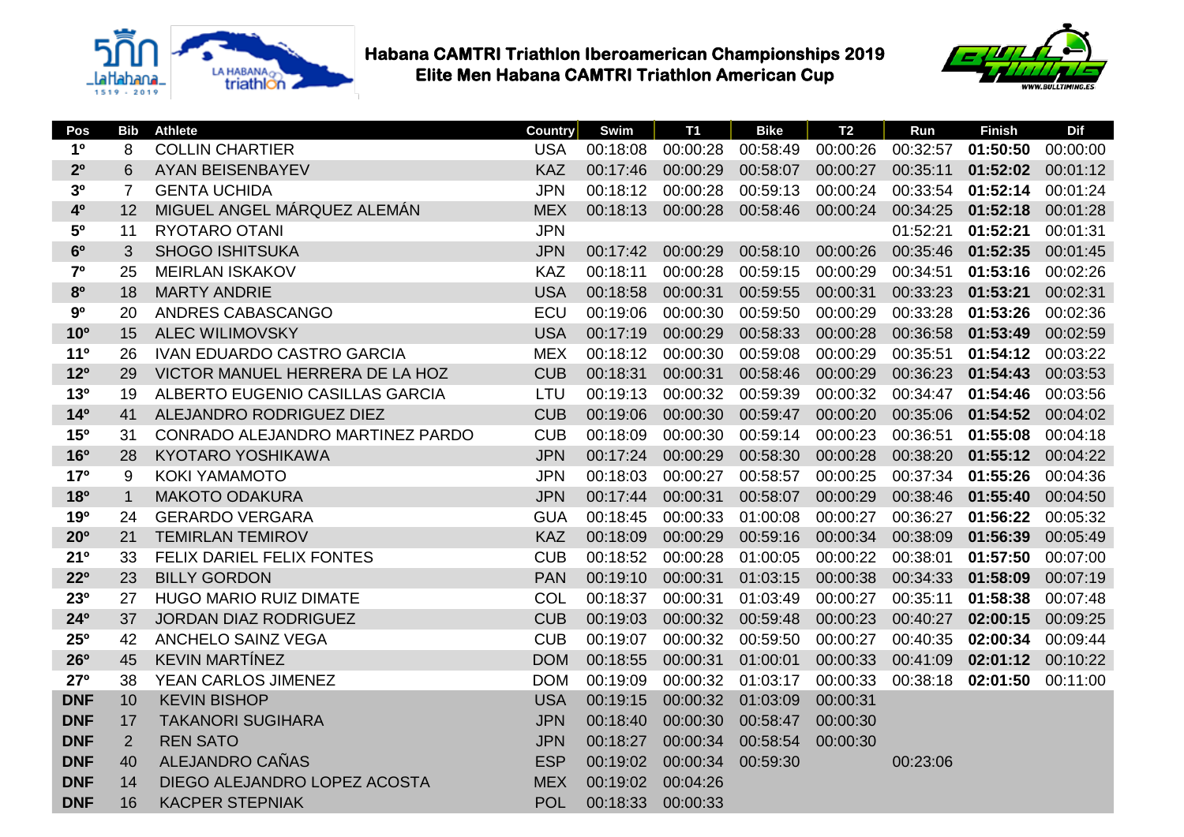# Habana CAMTRI Triathlon Iberoamerican Championships 2019
## Elite Men Habana CAMTRI Triathlon American Cup

| Pos | Bib | Athlete | Country | Swim | T1 | Bike | T2 | Run | Finish | Dif |
|---|---|---|---|---|---|---|---|---|---|---|
| **1º** | 8 | COLLIN CHARTIER | USA | 00:18:08 | 00:00:28 | 00:58:49 | 00:00:26 | 00:32:57 | **01:50:50** | 00:00:00 |
| **2º** | 6 | AYAN BEISENBAYEV | KAZ | 00:17:46 | 00:00:29 | 00:58:07 | 00:00:27 | 00:35:11 | **01:52:02** | 00:01:12 |
| **3º** | 7 | GENTA UCHIDA | JPN | 00:18:12 | 00:00:28 | 00:59:13 | 00:00:24 | 00:33:54 | **01:52:14** | 00:01:24 |
| **4º** | 12 | MIGUEL ANGEL MÁRQUEZ ALEMÁN | MEX | 00:18:13 | 00:00:28 | 00:58:46 | 00:00:24 | 00:34:25 | **01:52:18** | 00:01:28 |
| **5º** | 11 | RYOTARO OTANI | JPN | | | | | 01:52:21 | **01:52:21** | 00:01:31 |
| **6º** | 3 | SHOGO ISHITSUKA | JPN | 00:17:42 | 00:00:29 | 00:58:10 | 00:00:26 | 00:35:46 | **01:52:35** | 00:01:45 |
| **7º** | 25 | MEIRLAN ISKAKOV | KAZ | 00:18:11 | 00:00:28 | 00:59:15 | 00:00:29 | 00:34:51 | **01:53:16** | 00:02:26 |
| **8º** | 18 | MARTY ANDRIE | USA | 00:18:58 | 00:00:31 | 00:59:55 | 00:00:31 | 00:33:23 | **01:53:21** | 00:02:31 |
| **9º** | 20 | ANDRES CABASCANGO | ECU | 00:19:06 | 00:00:30 | 00:59:50 | 00:00:29 | 00:33:28 | **01:53:26** | 00:02:36 |
| **10º** | 15 | ALEC WILIMOVSKY | USA | 00:17:19 | 00:00:29 | 00:58:33 | 00:00:28 | 00:36:58 | **01:53:49** | 00:02:59 |
| **11º** | 26 | IVAN EDUARDO CASTRO GARCIA | MEX | 00:18:12 | 00:00:30 | 00:59:08 | 00:00:29 | 00:35:51 | **01:54:12** | 00:03:22 |
| **12º** | 29 | VICTOR MANUEL HERRERA DE LA HOZ | CUB | 00:18:31 | 00:00:31 | 00:58:46 | 00:00:29 | 00:36:23 | **01:54:43** | 00:03:53 |
| **13º** | 19 | ALBERTO EUGENIO CASILLAS GARCIA | LTU | 00:19:13 | 00:00:32 | 00:59:39 | 00:00:32 | 00:34:47 | **01:54:46** | 00:03:56 |
| **14º** | 41 | ALEJANDRO RODRIGUEZ DIEZ | CUB | 00:19:06 | 00:00:30 | 00:59:47 | 00:00:20 | 00:35:06 | **01:54:52** | 00:04:02 |
| **15º** | 31 | CONRADO ALEJANDRO MARTINEZ PARDO | CUB | 00:18:09 | 00:00:30 | 00:59:14 | 00:00:23 | 00:36:51 | **01:55:08** | 00:04:18 |
| **16º** | 28 | KYOTARO YOSHIKAWA | JPN | 00:17:24 | 00:00:29 | 00:58:30 | 00:00:28 | 00:38:20 | **01:55:12** | 00:04:22 |
| **17º** | 9 | KOKI YAMAMOTO | JPN | 00:18:03 | 00:00:27 | 00:58:57 | 00:00:25 | 00:37:34 | **01:55:26** | 00:04:36 |
| **18º** | 1 | MAKOTO ODAKURA | JPN | 00:17:44 | 00:00:31 | 00:58:07 | 00:00:29 | 00:38:46 | **01:55:40** | 00:04:50 |
| **19º** | 24 | GERARDO VERGARA | GUA | 00:18:45 | 00:00:33 | 01:00:08 | 00:00:27 | 00:36:27 | **01:56:22** | 00:05:32 |
| **20º** | 21 | TEMIRLAN TEMIROV | KAZ | 00:18:09 | 00:00:29 | 00:59:16 | 00:00:34 | 00:38:09 | **01:56:39** | 00:05:49 |
| **21º** | 33 | FELIX DARIEL FELIX FONTES | CUB | 00:18:52 | 00:00:28 | 01:00:05 | 00:00:22 | 00:38:01 | **01:57:50** | 00:07:00 |
| **22º** | 23 | BILLY GORDON | PAN | 00:19:10 | 00:00:31 | 01:03:15 | 00:00:38 | 00:34:33 | **01:58:09** | 00:07:19 |
| **23º** | 27 | HUGO MARIO RUIZ DIMATE | COL | 00:18:37 | 00:00:31 | 01:03:49 | 00:00:27 | 00:35:11 | **01:58:38** | 00:07:48 |
| **24º** | 37 | JORDAN DIAZ RODRIGUEZ | CUB | 00:19:03 | 00:00:32 | 00:59:48 | 00:00:23 | 00:40:27 | **02:00:15** | 00:09:25 |
| **25º** | 42 | ANCHELO SAINZ VEGA | CUB | 00:19:07 | 00:00:32 | 00:59:50 | 00:00:27 | 00:40:35 | **02:00:34** | 00:09:44 |
| **26º** | 45 | KEVIN MARTÍNEZ | DOM | 00:18:55 | 00:00:31 | 01:00:01 | 00:00:33 | 00:41:09 | **02:01:12** | 00:10:22 |
| **27º** | 38 | YEAN CARLOS JIMENEZ | DOM | 00:19:09 | 00:00:32 | 01:03:17 | 00:00:33 | 00:38:18 | **02:01:50** | 00:11:00 |
| **DNF** | 10 | KEVIN BISHOP | USA | 00:19:15 | 00:00:32 | 01:03:09 | 00:00:31 | | | |
| **DNF** | 17 | TAKANORI SUGIHARA | JPN | 00:18:40 | 00:00:30 | 00:58:47 | 00:00:30 | | | |
| **DNF** | 2 | REN SATO | JPN | 00:18:27 | 00:00:34 | 00:58:54 | 00:00:30 | | | |
| **DNF** | 40 | ALEJANDRO CAÑAS | ESP | 00:19:02 | 00:00:34 | 00:59:30 | | 00:23:06 | | |
| **DNF** | 14 | DIEGO ALEJANDRO LOPEZ ACOSTA | MEX | 00:19:02 | 00:04:26 | | | | | |
| **DNF** | 16 | KACPER STEPNIAK | POL | 00:18:33 | 00:00:33 | | | | | |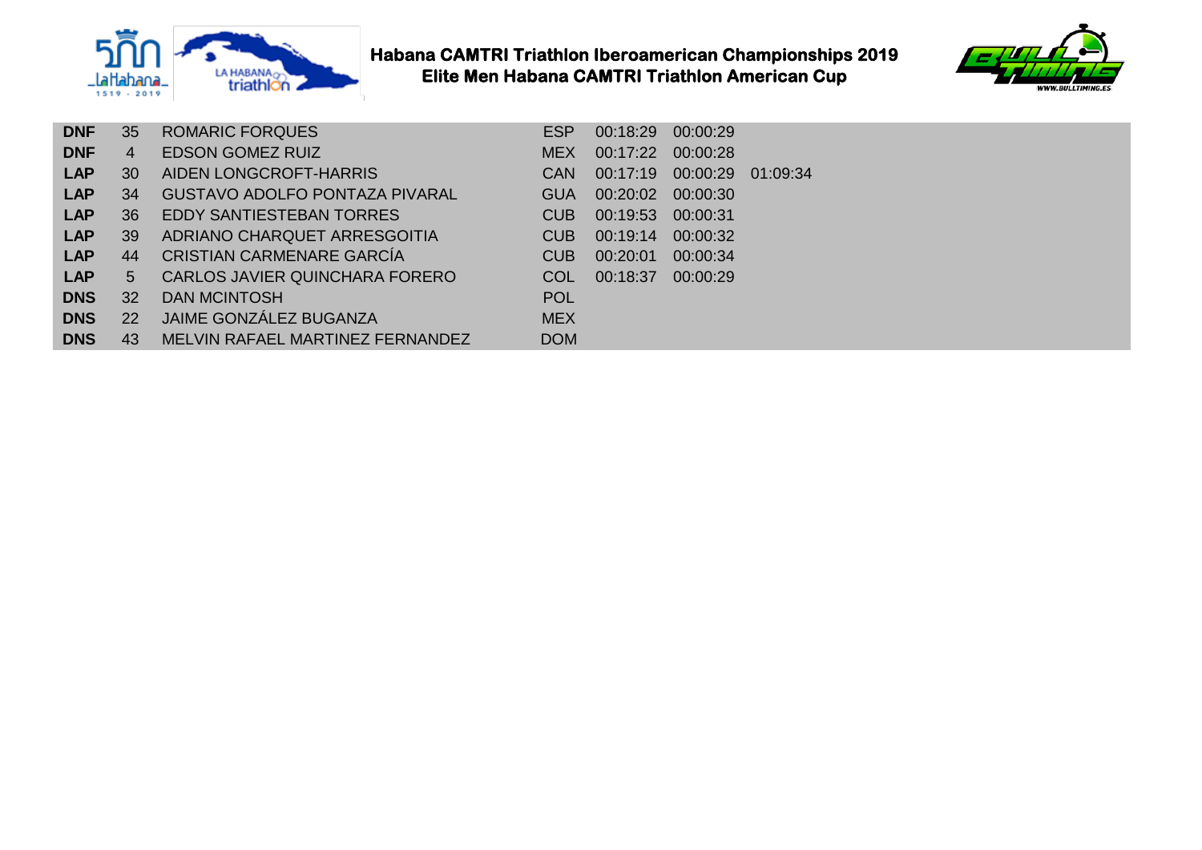**Habana CAMTRI Triathlon Iberoamerican Championships 2019**
**Elite Men Habana CAMTRI Triathlon American Cup**

| | | | | | | |
|---|---|---|---|---|---|---|
| **DNF** | 35 | ROMARIC FORQUES | ESP | 00:18:29 | 00:00:29 | |
| **DNF** | 4 | EDSON GOMEZ RUIZ | MEX | 00:17:22 | 00:00:28 | |
| **LAP** | 30 | AIDEN LONGCROFT-HARRIS | CAN | 00:17:19 | 00:00:29 | 01:09:34 |
| **LAP** | 34 | GUSTAVO ADOLFO PONTAZA PIVARAL | GUA | 00:20:02 | 00:00:30 | |
| **LAP** | 36 | EDDY SANTIESTEBAN TORRES | CUB | 00:19:53 | 00:00:31 | |
| **LAP** | 39 | ADRIANO CHARQUET ARRESGOITIA | CUB | 00:19:14 | 00:00:32 | |
| **LAP** | 44 | CRISTIAN CARMENARE GARCÍA | CUB | 00:20:01 | 00:00:34 | |
| **LAP** | 5 | CARLOS JAVIER QUINCHARA FORERO | COL | 00:18:37 | 00:00:29 | |
| **DNS** | 32 | DAN MCINTOSH | POL | | | |
| **DNS** | 22 | JAIME GONZÁLEZ BUGANZA | MEX | | | |
| **DNS** | 43 | MELVIN RAFAEL MARTINEZ FERNANDEZ | DOM | | | |